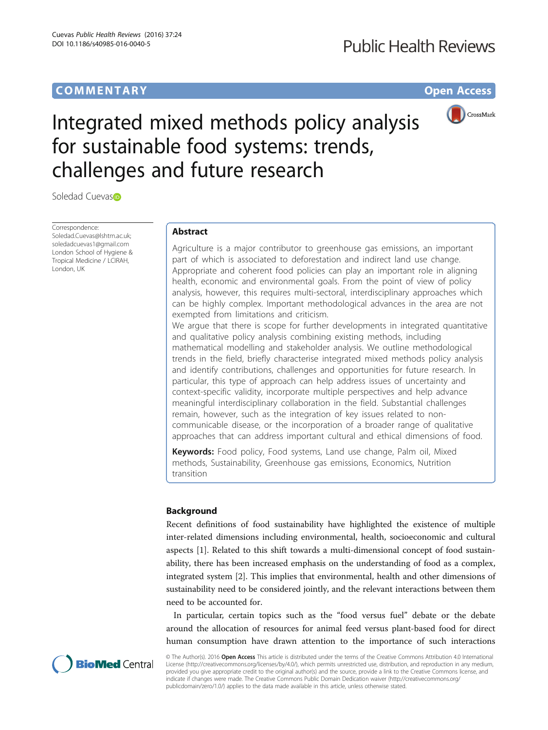COMMENTARY

Open Access

# Integrated mixed methods policy analysis for sustainable food systems: trends, challenges and future research

Soledad Cuevas

Correspondence: Soledad.Cuevas@lshtm.ac.uk; soledadcuevas1@gmail.com
London School of Hygiene & Tropical Medicine / LCIRAH, London, UK

## Abstract

Agriculture is a major contributor to greenhouse gas emissions, an important part of which is associated to deforestation and indirect land use change. Appropriate and coherent food policies can play an important role in aligning health, economic and environmental goals. From the point of view of policy analysis, however, this requires multi-sectoral, interdisciplinary approaches which can be highly complex. Important methodological advances in the area are not exempted from limitations and criticism.

We argue that there is scope for further developments in integrated quantitative and qualitative policy analysis combining existing methods, including mathematical modelling and stakeholder analysis. We outline methodological trends in the field, briefly characterise integrated mixed methods policy analysis and identify contributions, challenges and opportunities for future research. In particular, this type of approach can help address issues of uncertainty and context-specific validity, incorporate multiple perspectives and help advance meaningful interdisciplinary collaboration in the field. Substantial challenges remain, however, such as the integration of key issues related to non-communicable disease, or the incorporation of a broader range of qualitative approaches that can address important cultural and ethical dimensions of food.

**Keywords:** Food policy, Food systems, Land use change, Palm oil, Mixed methods, Sustainability, Greenhouse gas emissions, Economics, Nutrition transition

## Background

Recent definitions of food sustainability have highlighted the existence of multiple inter-related dimensions including environmental, health, socioeconomic and cultural aspects [1]. Related to this shift towards a multi-dimensional concept of food sustainability, there has been increased emphasis on the understanding of food as a complex, integrated system [2]. This implies that environmental, health and other dimensions of sustainability need to be considered jointly, and the relevant interactions between them need to be accounted for.

In particular, certain topics such as the "food versus fuel" debate or the debate around the allocation of resources for animal feed versus plant-based food for direct human consumption have drawn attention to the importance of such interactions

© The Author(s). 2016 **Open Access** This article is distributed under the terms of the Creative Commons Attribution 4.0 International License (http://creativecommons.org/licenses/by/4.0/), which permits unrestricted use, distribution, and reproduction in any medium, provided you give appropriate credit to the original author(s) and the source, provide a link to the Creative Commons license, and indicate if changes were made. The Creative Commons Public Domain Dedication waiver (http://creativecommons.org/publicdomain/zero/1.0/) applies to the data made available in this article, unless otherwise stated.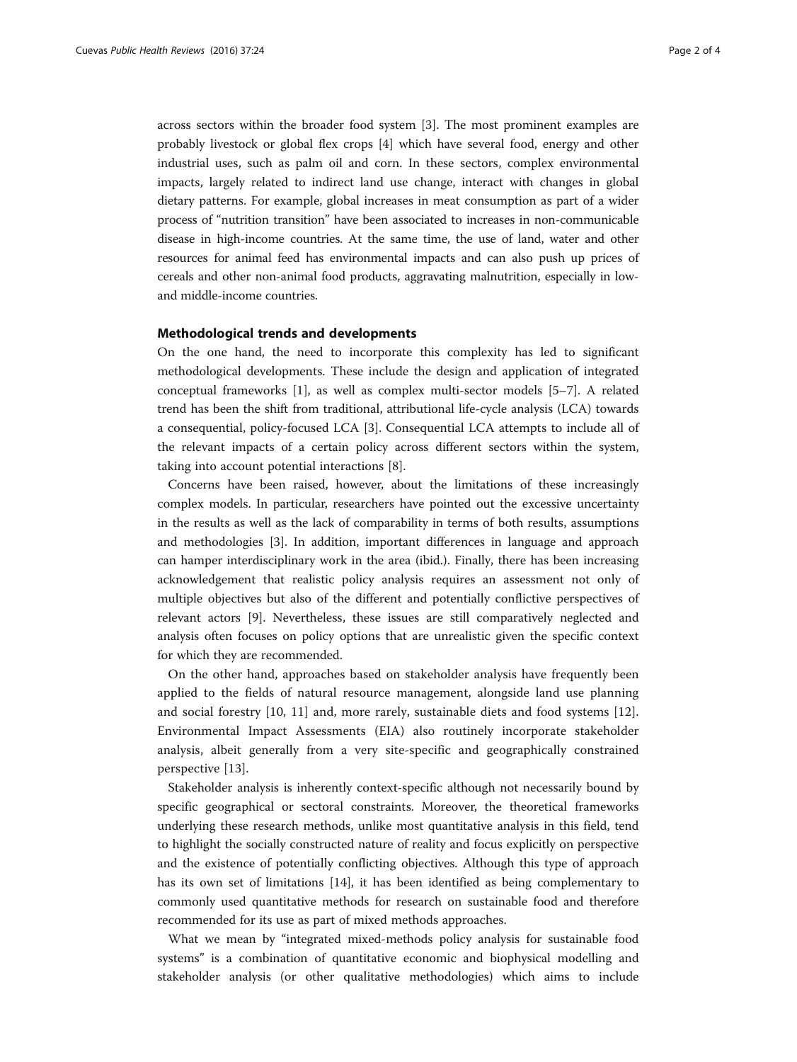across sectors within the broader food system [3]. The most prominent examples are probably livestock or global flex crops [4] which have several food, energy and other industrial uses, such as palm oil and corn. In these sectors, complex environmental impacts, largely related to indirect land use change, interact with changes in global dietary patterns. For example, global increases in meat consumption as part of a wider process of "nutrition transition" have been associated to increases in non-communicable disease in high-income countries. At the same time, the use of land, water and other resources for animal feed has environmental impacts and can also push up prices of cereals and other non-animal food products, aggravating malnutrition, especially in low- and middle-income countries.

## Methodological trends and developments

On the one hand, the need to incorporate this complexity has led to significant methodological developments. These include the design and application of integrated conceptual frameworks [1], as well as complex multi-sector models [5–7]. A related trend has been the shift from traditional, attributional life-cycle analysis (LCA) towards a consequential, policy-focused LCA [3]. Consequential LCA attempts to include all of the relevant impacts of a certain policy across different sectors within the system, taking into account potential interactions [8].

Concerns have been raised, however, about the limitations of these increasingly complex models. In particular, researchers have pointed out the excessive uncertainty in the results as well as the lack of comparability in terms of both results, assumptions and methodologies [3]. In addition, important differences in language and approach can hamper interdisciplinary work in the area (ibid.). Finally, there has been increasing acknowledgement that realistic policy analysis requires an assessment not only of multiple objectives but also of the different and potentially conflictive perspectives of relevant actors [9]. Nevertheless, these issues are still comparatively neglected and analysis often focuses on policy options that are unrealistic given the specific context for which they are recommended.

On the other hand, approaches based on stakeholder analysis have frequently been applied to the fields of natural resource management, alongside land use planning and social forestry [10, 11] and, more rarely, sustainable diets and food systems [12]. Environmental Impact Assessments (EIA) also routinely incorporate stakeholder analysis, albeit generally from a very site-specific and geographically constrained perspective [13].

Stakeholder analysis is inherently context-specific although not necessarily bound by specific geographical or sectoral constraints. Moreover, the theoretical frameworks underlying these research methods, unlike most quantitative analysis in this field, tend to highlight the socially constructed nature of reality and focus explicitly on perspective and the existence of potentially conflicting objectives. Although this type of approach has its own set of limitations [14], it has been identified as being complementary to commonly used quantitative methods for research on sustainable food and therefore recommended for its use as part of mixed methods approaches.

What we mean by "integrated mixed-methods policy analysis for sustainable food systems" is a combination of quantitative economic and biophysical modelling and stakeholder analysis (or other qualitative methodologies) which aims to include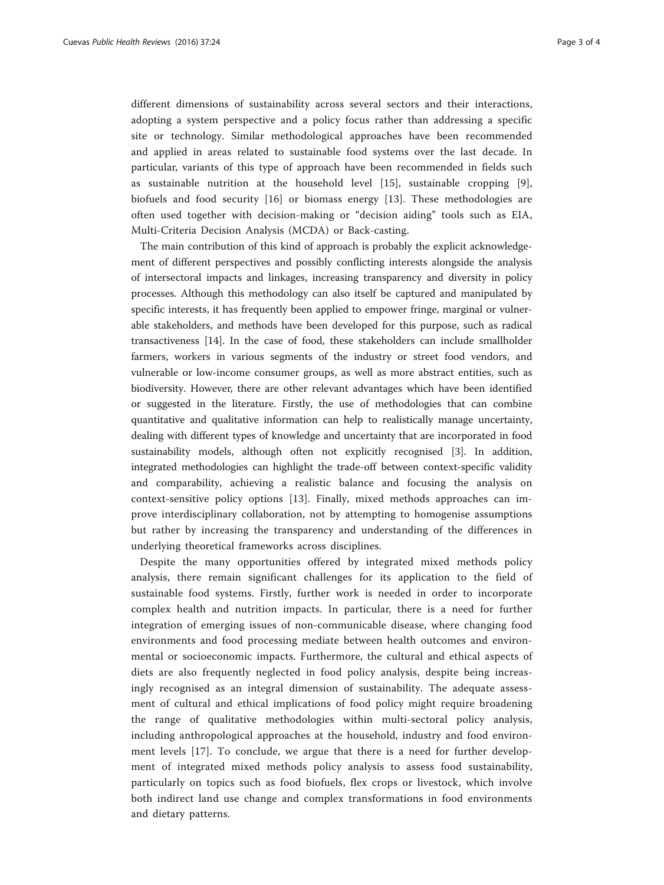different dimensions of sustainability across several sectors and their interactions, adopting a system perspective and a policy focus rather than addressing a specific site or technology. Similar methodological approaches have been recommended and applied in areas related to sustainable food systems over the last decade. In particular, variants of this type of approach have been recommended in fields such as sustainable nutrition at the household level [15], sustainable cropping [9], biofuels and food security [16] or biomass energy [13]. These methodologies are often used together with decision-making or "decision aiding" tools such as EIA, Multi-Criteria Decision Analysis (MCDA) or Back-casting.

The main contribution of this kind of approach is probably the explicit acknowledgement of different perspectives and possibly conflicting interests alongside the analysis of intersectoral impacts and linkages, increasing transparency and diversity in policy processes. Although this methodology can also itself be captured and manipulated by specific interests, it has frequently been applied to empower fringe, marginal or vulnerable stakeholders, and methods have been developed for this purpose, such as radical transactiveness [14]. In the case of food, these stakeholders can include smallholder farmers, workers in various segments of the industry or street food vendors, and vulnerable or low-income consumer groups, as well as more abstract entities, such as biodiversity. However, there are other relevant advantages which have been identified or suggested in the literature. Firstly, the use of methodologies that can combine quantitative and qualitative information can help to realistically manage uncertainty, dealing with different types of knowledge and uncertainty that are incorporated in food sustainability models, although often not explicitly recognised [3]. In addition, integrated methodologies can highlight the trade-off between context-specific validity and comparability, achieving a realistic balance and focusing the analysis on context-sensitive policy options [13]. Finally, mixed methods approaches can improve interdisciplinary collaboration, not by attempting to homogenise assumptions but rather by increasing the transparency and understanding of the differences in underlying theoretical frameworks across disciplines.

Despite the many opportunities offered by integrated mixed methods policy analysis, there remain significant challenges for its application to the field of sustainable food systems. Firstly, further work is needed in order to incorporate complex health and nutrition impacts. In particular, there is a need for further integration of emerging issues of non-communicable disease, where changing food environments and food processing mediate between health outcomes and environmental or socioeconomic impacts. Furthermore, the cultural and ethical aspects of diets are also frequently neglected in food policy analysis, despite being increasingly recognised as an integral dimension of sustainability. The adequate assessment of cultural and ethical implications of food policy might require broadening the range of qualitative methodologies within multi-sectoral policy analysis, including anthropological approaches at the household, industry and food environment levels [17]. To conclude, we argue that there is a need for further development of integrated mixed methods policy analysis to assess food sustainability, particularly on topics such as food biofuels, flex crops or livestock, which involve both indirect land use change and complex transformations in food environments and dietary patterns.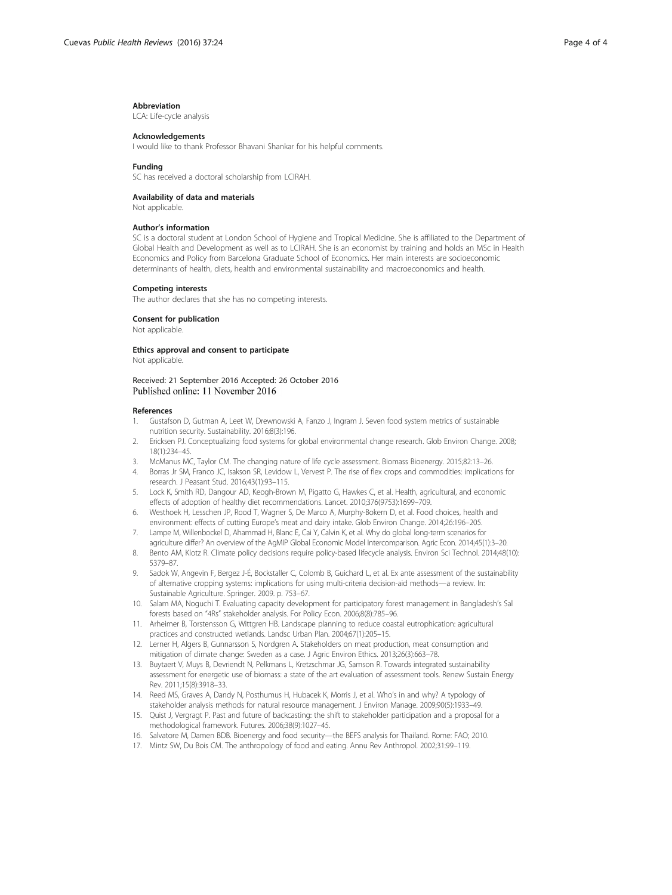### Abbreviation

LCA: Life-cycle analysis

### Acknowledgements

I would like to thank Professor Bhavani Shankar for his helpful comments.

### Funding

SC has received a doctoral scholarship from LCIRAH.

### Availability of data and materials

Not applicable.

### Author's information

SC is a doctoral student at London School of Hygiene and Tropical Medicine. She is affiliated to the Department of Global Health and Development as well as to LCIRAH. She is an economist by training and holds an MSc in Health Economics and Policy from Barcelona Graduate School of Economics. Her main interests are socioeconomic determinants of health, diets, health and environmental sustainability and macroeconomics and health.

### Competing interests

The author declares that she has no competing interests.

### Consent for publication

Not applicable.

### Ethics approval and consent to participate

Not applicable.

Received: 21 September 2016 Accepted: 26 October 2016
Published online: 11 November 2016

### References

1. Gustafson D, Gutman A, Leet W, Drewnowski A, Fanzo J, Ingram J. Seven food system metrics of sustainable nutrition security. Sustainability. 2016;8(3):196.
2. Ericksen PJ. Conceptualizing food systems for global environmental change research. Glob Environ Change. 2008; 18(1):234–45.
3. McManus MC, Taylor CM. The changing nature of life cycle assessment. Biomass Bioenergy. 2015;82:13–26.
4. Borras Jr SM, Franco JC, Isakson SR, Levidow L, Vervest P. The rise of flex crops and commodities: implications for research. J Peasant Stud. 2016;43(1):93–115.
5. Lock K, Smith RD, Dangour AD, Keogh-Brown M, Pigatto G, Hawkes C, et al. Health, agricultural, and economic effects of adoption of healthy diet recommendations. Lancet. 2010;376(9753):1699–709.
6. Westhoek H, Lesschen JP, Rood T, Wagner S, De Marco A, Murphy-Bokern D, et al. Food choices, health and environment: effects of cutting Europe's meat and dairy intake. Glob Environ Change. 2014;26:196–205.
7. Lampe M, Willenbockel D, Ahammad H, Blanc E, Cai Y, Calvin K, et al. Why do global long-term scenarios for agriculture differ? An overview of the AgMIP Global Economic Model Intercomparison. Agric Econ. 2014;45(1):3–20.
8. Bento AM, Klotz R. Climate policy decisions require policy-based lifecycle analysis. Environ Sci Technol. 2014;48(10): 5379–87.
9. Sadok W, Angevin F, Bergez J-É, Bockstaller C, Colomb B, Guichard L, et al. Ex ante assessment of the sustainability of alternative cropping systems: implications for using multi-criteria decision-aid methods—a review. In: Sustainable Agriculture. Springer. 2009. p. 753–67.
10. Salam MA, Noguchi T. Evaluating capacity development for participatory forest management in Bangladesh's Sal forests based on "4Rs" stakeholder analysis. For Policy Econ. 2006;8(8):785–96.
11. Arheimer B, Torstensson G, Wittgren HB. Landscape planning to reduce coastal eutrophication: agricultural practices and constructed wetlands. Landsc Urban Plan. 2004;67(1):205–15.
12. Lerner H, Algers B, Gunnarsson S, Nordgren A. Stakeholders on meat production, meat consumption and mitigation of climate change: Sweden as a case. J Agric Environ Ethics. 2013;26(3):663–78.
13. Buytaert V, Muys B, Devriendt N, Pelkmans L, Kretzschmar JG, Samson R. Towards integrated sustainability assessment for energetic use of biomass: a state of the art evaluation of assessment tools. Renew Sustain Energy Rev. 2011;15(8):3918–33.
14. Reed MS, Graves A, Dandy N, Posthumus H, Hubacek K, Morris J, et al. Who's in and why? A typology of stakeholder analysis methods for natural resource management. J Environ Manage. 2009;90(5):1933–49.
15. Quist J, Vergragt P. Past and future of backcasting: the shift to stakeholder participation and a proposal for a methodological framework. Futures. 2006;38(9):1027–45.
16. Salvatore M, Damen BDB. Bioenergy and food security—the BEFS analysis for Thailand. Rome: FAO; 2010.
17. Mintz SW, Du Bois CM. The anthropology of food and eating. Annu Rev Anthropol. 2002;31:99–119.